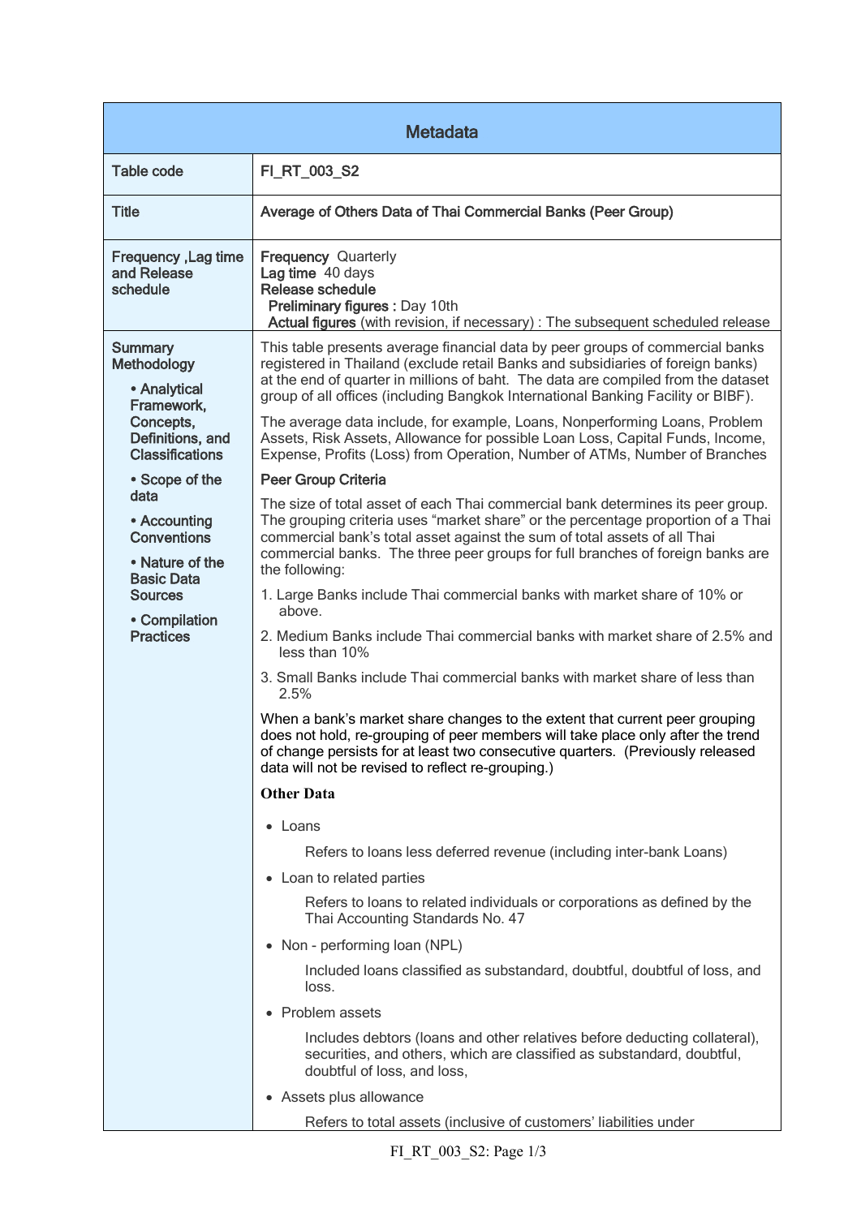| Metadata | |
|---|---|
| Table code | **FI_RT_003_S2** |
| Title | **Average of Others Data of Thai Commercial Banks (Peer Group)** |
| Frequency ,Lag time and Release schedule | **Frequency** Quarterly<br>**Lag time** 40 days<br>**Release schedule**<br>**Preliminary figures :** Day 10th<br>**Actual figures** (with revision, if necessary) : The subsequent scheduled release |
| Summary Methodology<br>• Analytical Framework, Concepts, Definitions, and Classifications<br>• Scope of the data<br>• Accounting Conventions<br>• Nature of the Basic Data Sources<br>• Compilation Practices | This table presents average financial data by peer groups of commercial banks registered in Thailand (exclude retail Banks and subsidiaries of foreign banks) at the end of quarter in millions of baht. The data are compiled from the dataset group of all offices (including Bangkok International Banking Facility or BIBF).<br><br>The average data include, for example, Loans, Nonperforming Loans, Problem Assets, Risk Assets, Allowance for possible Loan Loss, Capital Funds, Income, Expense, Profits (Loss) from Operation, Number of ATMs, Number of Branches<br><br>**Peer Group Criteria**<br><br>The size of total asset of each Thai commercial bank determines its peer group. The grouping criteria uses "market share" or the percentage proportion of a Thai commercial bank's total asset against the sum of total assets of all Thai commercial banks. The three peer groups for full branches of foreign banks are the following:<br><br>1. Large Banks include Thai commercial banks with market share of 10% or above.<br>2. Medium Banks include Thai commercial banks with market share of 2.5% and less than 10%<br>3. Small Banks include Thai commercial banks with market share of less than 2.5%<br><br>When a bank's market share changes to the extent that current peer grouping does not hold, re-grouping of peer members will take place only after the trend of change persists for at least two consecutive quarters. (Previously released data will not be revised to reflect re-grouping.)<br><br>**Other Data**<br><br>• Loans<br>Refers to loans less deferred revenue (including inter-bank Loans)<br><br>• Loan to related parties<br>Refers to loans to related individuals or corporations as defined by the Thai Accounting Standards No. 47<br><br>• Non - performing loan (NPL)<br>Included loans classified as substandard, doubtful, doubtful of loss, and loss.<br><br>• Problem assets<br>Includes debtors (loans and other relatives before deducting collateral), securities, and others, which are classified as substandard, doubtful, doubtful of loss, and loss,<br><br>• Assets plus allowance<br>Refers to total assets (inclusive of customers' liabilities under |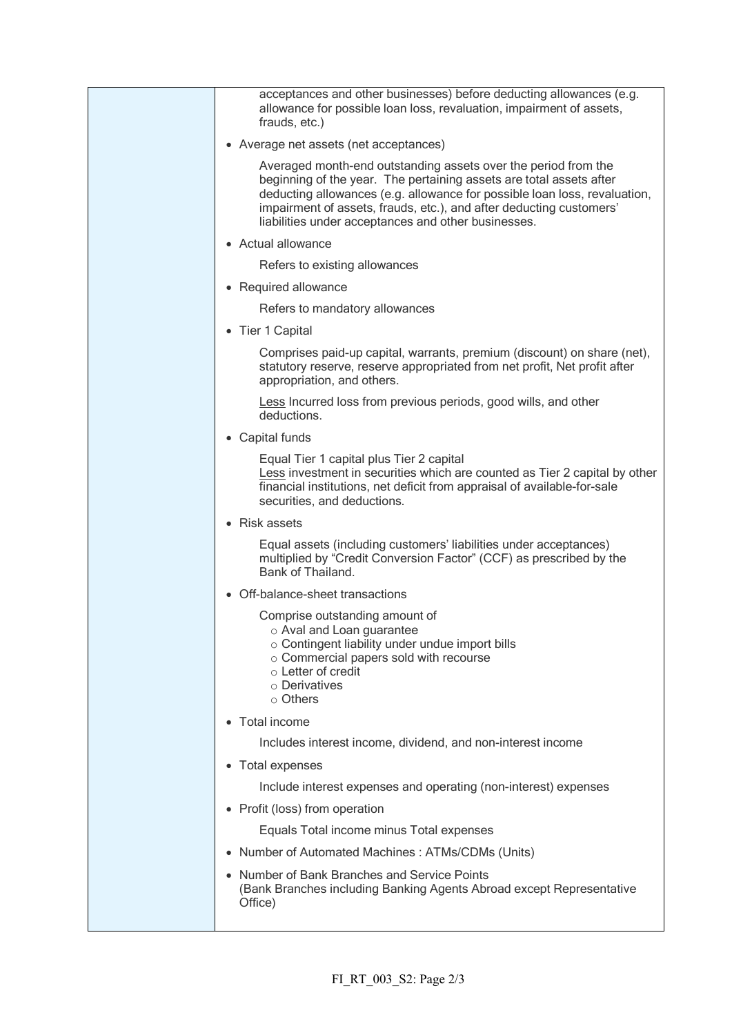acceptances and other businesses) before deducting allowances (e.g. allowance for possible loan loss, revaluation, impairment of assets, frauds, etc.)

- Average net assets (net acceptances)

  Averaged month-end outstanding assets over the period from the beginning of the year. The pertaining assets are total assets after deducting allowances (e.g. allowance for possible loan loss, revaluation, impairment of assets, frauds, etc.), and after deducting customers' liabilities under acceptances and other businesses.

- Actual allowance

  Refers to existing allowances

- Required allowance

  Refers to mandatory allowances

- Tier 1 Capital

  Comprises paid-up capital, warrants, premium (discount) on share (net), statutory reserve, reserve appropriated from net profit, Net profit after appropriation, and others.

  <u>Less</u> Incurred loss from previous periods, good wills, and other deductions.

- Capital funds

  Equal Tier 1 capital plus Tier 2 capital
  <u>Less</u> investment in securities which are counted as Tier 2 capital by other financial institutions, net deficit from appraisal of available-for-sale securities, and deductions.

- Risk assets

  Equal assets (including customers' liabilities under acceptances) multiplied by "Credit Conversion Factor" (CCF) as prescribed by the Bank of Thailand.

- Off-balance-sheet transactions

  Comprise outstanding amount of
  - Aval and Loan guarantee
  - Contingent liability under undue import bills
  - Commercial papers sold with recourse
  - Letter of credit
  - Derivatives
  - Others

- Total income

  Includes interest income, dividend, and non-interest income

- Total expenses

  Include interest expenses and operating (non-interest) expenses

- Profit (loss) from operation

  Equals Total income minus Total expenses

- Number of Automated Machines : ATMs/CDMs (Units)

- Number of Bank Branches and Service Points
  (Bank Branches including Banking Agents Abroad except Representative Office)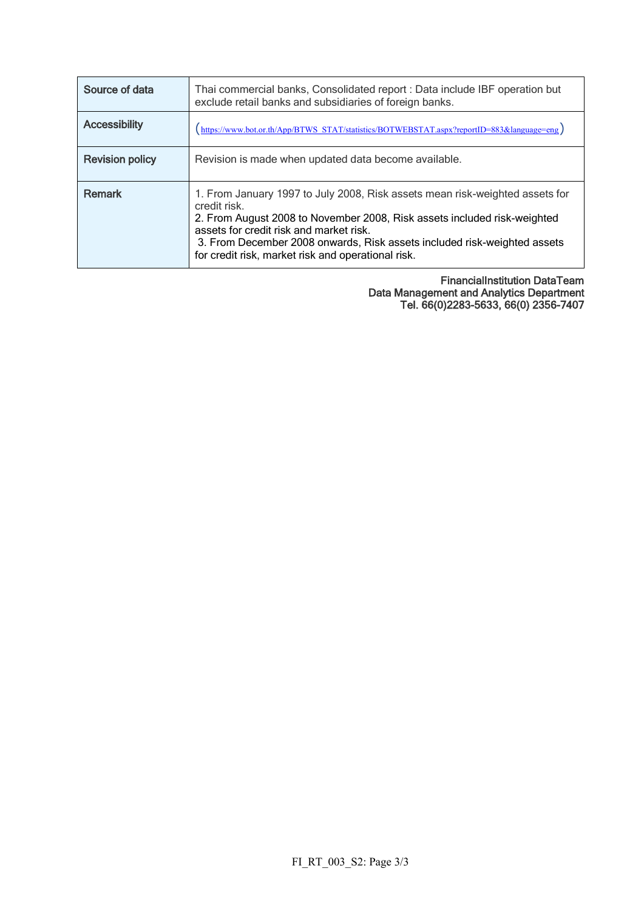| | |
|---|---|
| **Source of data** | Thai commercial banks, Consolidated report : Data include IBF operation but exclude retail banks and subsidiaries of foreign banks. |
| **Accessibility** | (https://www.bot.or.th/App/BTWS_STAT/statistics/BOTWEBSTAT.aspx?reportID=883&language=eng) |
| **Revision policy** | Revision is made when updated data become available. |
| **Remark** | 1. From January 1997 to July 2008, Risk assets mean risk-weighted assets for credit risk.<br>2. From August 2008 to November 2008, Risk assets included risk-weighted assets for credit risk and market risk.<br>3. From December 2008 onwards, Risk assets included risk-weighted assets for credit risk, market risk and operational risk. |

FinancialInstitution DataTeam
Data Management and Analytics Department
Tel. 66(0)2283-5633, 66(0) 2356-7407